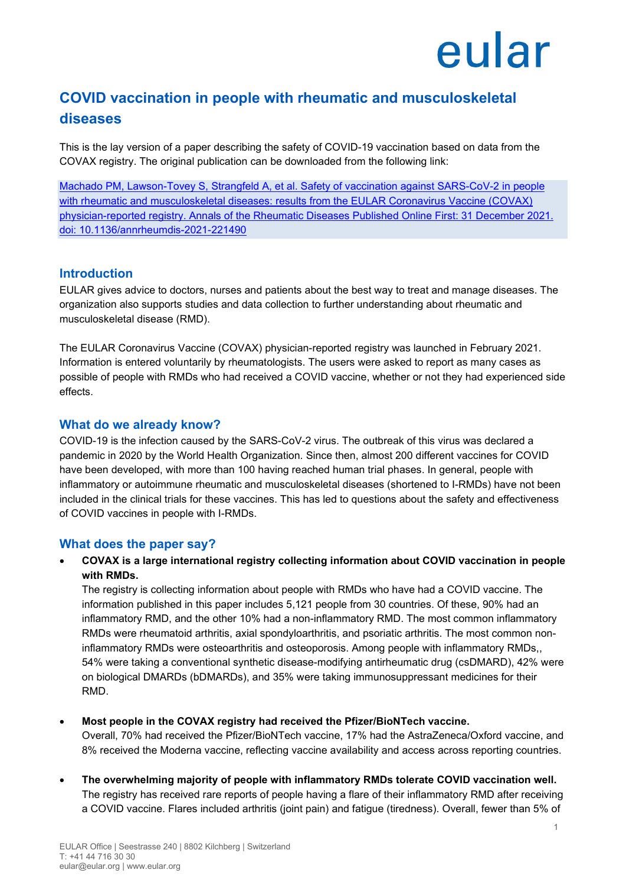eular

# COVID vaccination in people with rheumatic and musculoskeletal diseases

This is the lay version of a paper describing the safety of COVID-19 vaccination based on data from the COVAX registry. The original publication can be downloaded from the following link:

[Machado PM, Lawson-Tovey S, Strangfeld A, et al. Safety of vaccination against SARS-CoV-2 in people with rheumatic and musculoskeletal diseases: results from the EULAR Coronavirus Vaccine (COVAX) physician-reported registry. Annals of the Rheumatic Diseases Published Online First: 31 December 2021. doi: 10.1136/annrheumdis-2021-221490]

## Introduction

EULAR gives advice to doctors, nurses and patients about the best way to treat and manage diseases. The organization also supports studies and data collection to further understanding about rheumatic and musculoskeletal disease (RMD).

The EULAR Coronavirus Vaccine (COVAX) physician-reported registry was launched in February 2021. Information is entered voluntarily by rheumatologists. The users were asked to report as many cases as possible of people with RMDs who had received a COVID vaccine, whether or not they had experienced side effects.

## What do we already know?

COVID-19 is the infection caused by the SARS-CoV-2 virus. The outbreak of this virus was declared a pandemic in 2020 by the World Health Organization. Since then, almost 200 different vaccines for COVID have been developed, with more than 100 having reached human trial phases. In general, people with inflammatory or autoimmune rheumatic and musculoskeletal diseases (shortened to I-RMDs) have not been included in the clinical trials for these vaccines. This has led to questions about the safety and effectiveness of COVID vaccines in people with I-RMDs.

## What does the paper say?

- **COVAX is a large international registry collecting information about COVID vaccination in people with RMDs.**
  The registry is collecting information about people with RMDs who have had a COVID vaccine. The information published in this paper includes 5,121 people from 30 countries. Of these, 90% had an inflammatory RMD, and the other 10% had a non-inflammatory RMD. The most common inflammatory RMDs were rheumatoid arthritis, axial spondyloarthritis, and psoriatic arthritis. The most common non-inflammatory RMDs were osteoarthritis and osteoporosis. Among people with inflammatory RMDs,, 54% were taking a conventional synthetic disease-modifying antirheumatic drug (csDMARD), 42% were on biological DMARDs (bDMARDs), and 35% were taking immunosuppressant medicines for their RMD.

- **Most people in the COVAX registry had received the Pfizer/BioNTech vaccine.**
  Overall, 70% had received the Pfizer/BioNTech vaccine, 17% had the AstraZeneca/Oxford vaccine, and 8% received the Moderna vaccine, reflecting vaccine availability and access across reporting countries.

- **The overwhelming majority of people with inflammatory RMDs tolerate COVID vaccination well.**
  The registry has received rare reports of people having a flare of their inflammatory RMD after receiving a COVID vaccine. Flares included arthritis (joint pain) and fatigue (tiredness). Overall, fewer than 5% of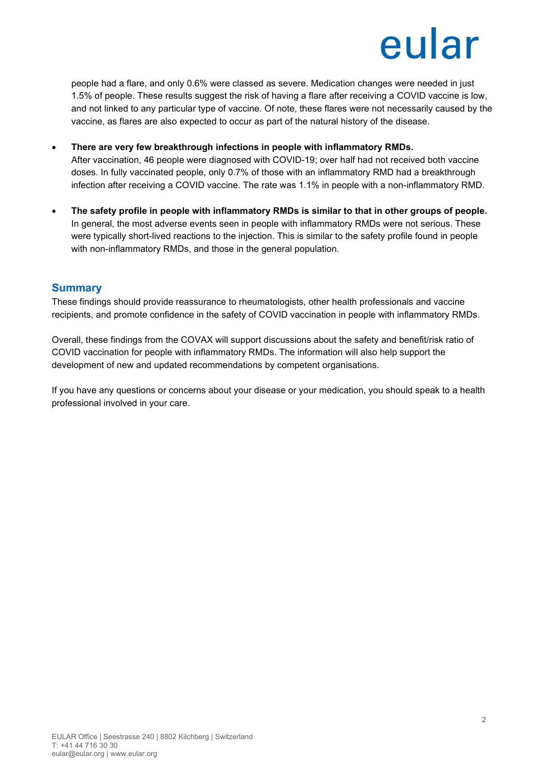people had a flare, and only 0.6% were classed as severe. Medication changes were needed in just 1.5% of people. These results suggest the risk of having a flare after receiving a COVID vaccine is low, and not linked to any particular type of vaccine. Of note, these flares were not necessarily caused by the vaccine, as flares are also expected to occur as part of the natural history of the disease.

- **There are very few breakthrough infections in people with inflammatory RMDs.** After vaccination, 46 people were diagnosed with COVID-19; over half had not received both vaccine doses. In fully vaccinated people, only 0.7% of those with an inflammatory RMD had a breakthrough infection after receiving a COVID vaccine. The rate was 1.1% in people with a non-inflammatory RMD.
- **The safety profile in people with inflammatory RMDs is similar to that in other groups of people.** In general, the most adverse events seen in people with inflammatory RMDs were not serious. These were typically short-lived reactions to the injection. This is similar to the safety profile found in people with non-inflammatory RMDs, and those in the general population.

## Summary

These findings should provide reassurance to rheumatologists, other health professionals and vaccine recipients, and promote confidence in the safety of COVID vaccination in people with inflammatory RMDs.

Overall, these findings from the COVAX will support discussions about the safety and benefit/risk ratio of COVID vaccination for people with inflammatory RMDs. The information will also help support the development of new and updated recommendations by competent organisations.

If you have any questions or concerns about your disease or your medication, you should speak to a health professional involved in your care.